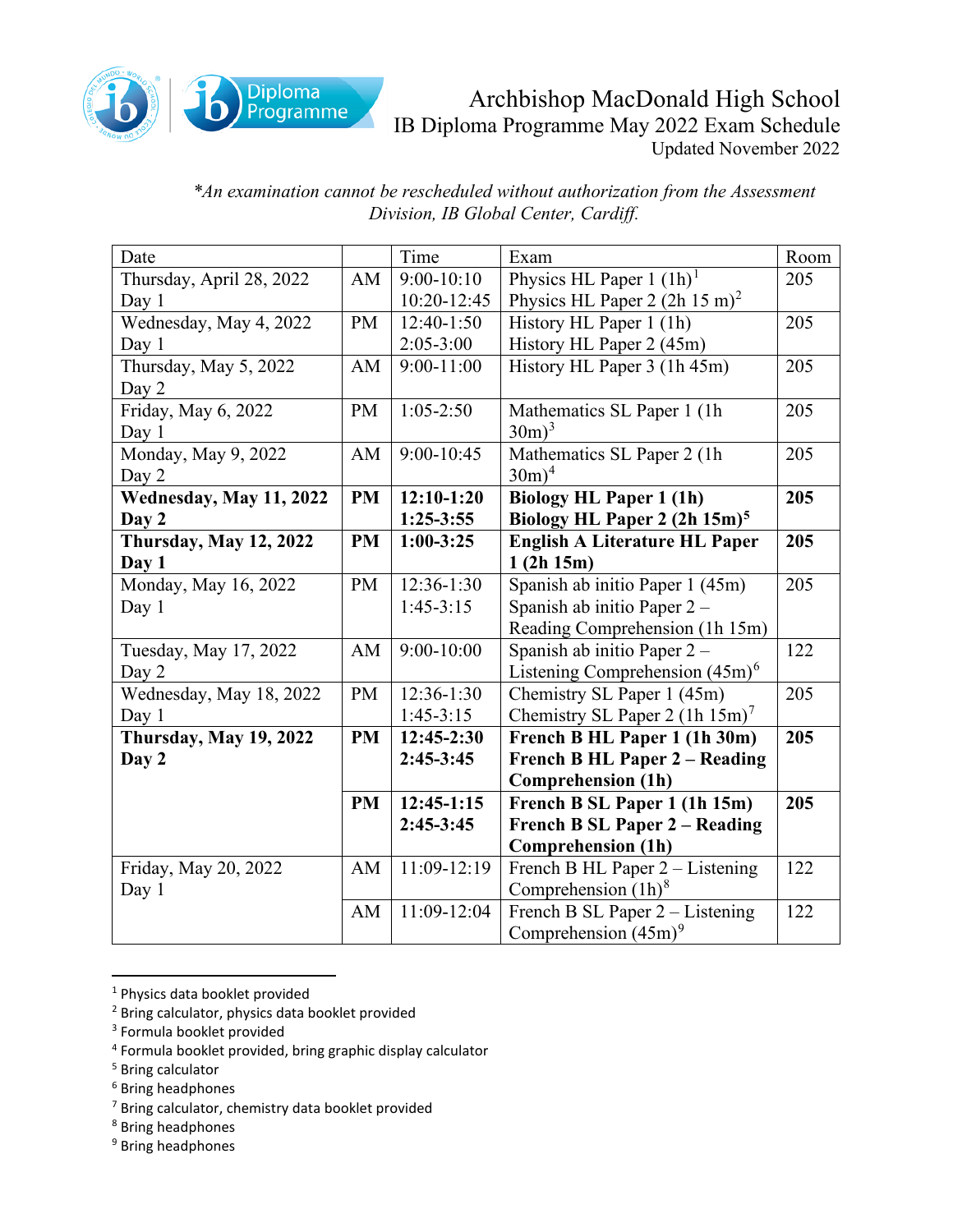# Archbishop MacDonald High School

## IB Diploma Programme May 2022 Exam Schedule

Updated November 2022

*\*An examination cannot be rescheduled without authorization from the Assessment Division, IB Global Center, Cardiff.*

| Date | | Time | Exam | Room |
|---|---|---|---|---|
| Thursday, April 28, 2022<br>Day 1 | AM | 9:00-10:10<br>10:20-12:45 | Physics HL Paper 1 (1h)[1]<br>Physics HL Paper 2 (2h 15 m)[2] | 205 |
| Wednesday, May 4, 2022<br>Day 1 | PM | 12:40-1:50<br>2:05-3:00 | History HL Paper 1 (1h)<br>History HL Paper 2 (45m) | 205 |
| Thursday, May 5, 2022<br>Day 2 | AM | 9:00-11:00 | History HL Paper 3 (1h 45m) | 205 |
| Friday, May 6, 2022<br>Day 1 | PM | 1:05-2:50 | Mathematics SL Paper 1 (1h 30m)[3] | 205 |
| Monday, May 9, 2022<br>Day 2 | AM | 9:00-10:45 | Mathematics SL Paper 2 (1h 30m)[4] | 205 |
| **Wednesday, May 11, 2022<br>Day 2** | **PM** | **12:10-1:20<br>1:25-3:55** | **Biology HL Paper 1 (1h)<br>Biology HL Paper 2 (2h 15m)[5]** | **205** |
| **Thursday, May 12, 2022<br>Day 1** | **PM** | **1:00-3:25** | **English A Literature HL Paper 1 (2h 15m)** | **205** |
| Monday, May 16, 2022<br>Day 1 | PM | 12:36-1:30<br>1:45-3:15 | Spanish ab initio Paper 1 (45m)<br>Spanish ab initio Paper 2 – Reading Comprehension (1h 15m) | 205 |
| Tuesday, May 17, 2022<br>Day 2 | AM | 9:00-10:00 | Spanish ab initio Paper 2 – Listening Comprehension (45m)[6] | 122 |
| Wednesday, May 18, 2022<br>Day 1 | PM | 12:36-1:30<br>1:45-3:15 | Chemistry SL Paper 1 (45m)<br>Chemistry SL Paper 2 (1h 15m)[7] | 205 |
| **Thursday, May 19, 2022<br>Day 2** | **PM** | **12:45-2:30<br>2:45-3:45** | **French B HL Paper 1 (1h 30m)<br>French B HL Paper 2 – Reading Comprehension (1h)** | **205** |
| | **PM** | **12:45-1:15<br>2:45-3:45** | **French B SL Paper 1 (1h 15m)<br>French B SL Paper 2 – Reading Comprehension (1h)** | **205** |
| Friday, May 20, 2022<br>Day 1 | AM | 11:09-12:19 | French B HL Paper 2 – Listening Comprehension (1h)[8] | 122 |
| | AM | 11:09-12:04 | French B SL Paper 2 – Listening Comprehension (45m)[9] | 122 |

---

[1] Physics data booklet provided
[2] Bring calculator, physics data booklet provided
[3] Formula booklet provided
[4] Formula booklet provided, bring graphic display calculator
[5] Bring calculator
[6] Bring headphones
[7] Bring calculator, chemistry data booklet provided
[8] Bring headphones
[9] Bring headphones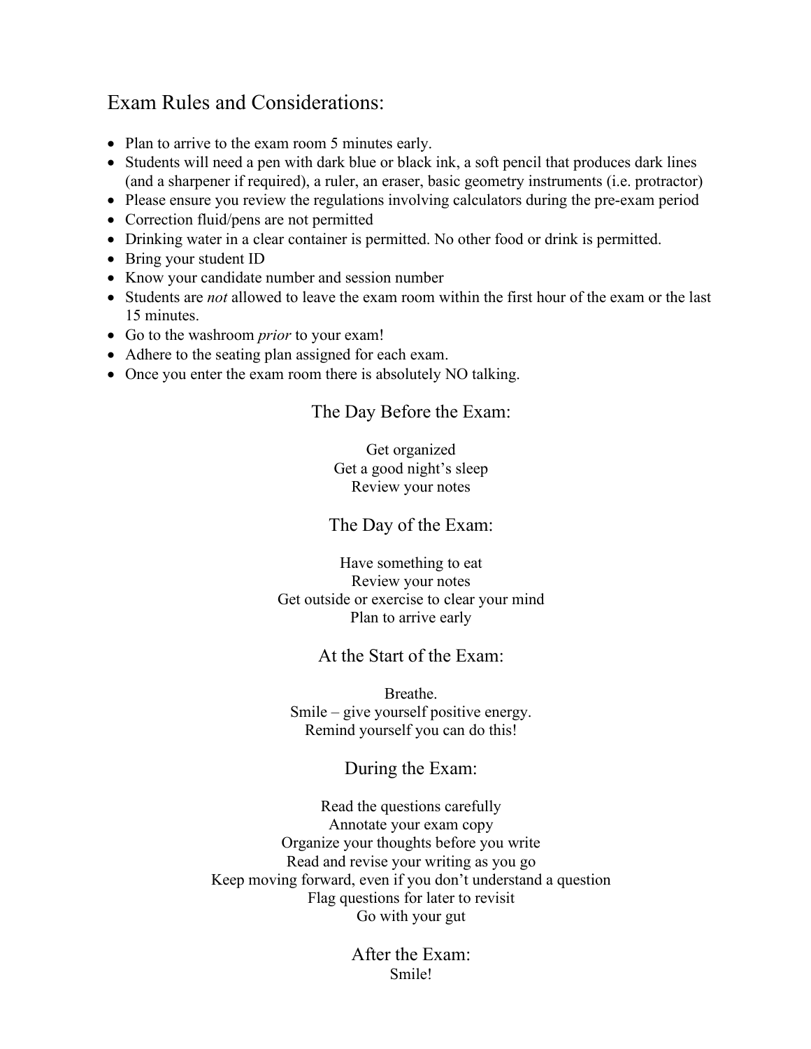## Exam Rules and Considerations:

- Plan to arrive to the exam room 5 minutes early.
- Students will need a pen with dark blue or black ink, a soft pencil that produces dark lines (and a sharpener if required), a ruler, an eraser, basic geometry instruments (i.e. protractor)
- Please ensure you review the regulations involving calculators during the pre-exam period
- Correction fluid/pens are not permitted
- Drinking water in a clear container is permitted. No other food or drink is permitted.
- Bring your student ID
- Know your candidate number and session number
- Students are *not* allowed to leave the exam room within the first hour of the exam or the last 15 minutes.
- Go to the washroom *prior* to your exam!
- Adhere to the seating plan assigned for each exam.
- Once you enter the exam room there is absolutely NO talking.

### The Day Before the Exam:

Get organized
Get a good night's sleep
Review your notes

### The Day of the Exam:

Have something to eat
Review your notes
Get outside or exercise to clear your mind
Plan to arrive early

### At the Start of the Exam:

Breathe.
Smile – give yourself positive energy.
Remind yourself you can do this!

### During the Exam:

Read the questions carefully
Annotate your exam copy
Organize your thoughts before you write
Read and revise your writing as you go
Keep moving forward, even if you don't understand a question
Flag questions for later to revisit
Go with your gut

### After the Exam:

Smile!